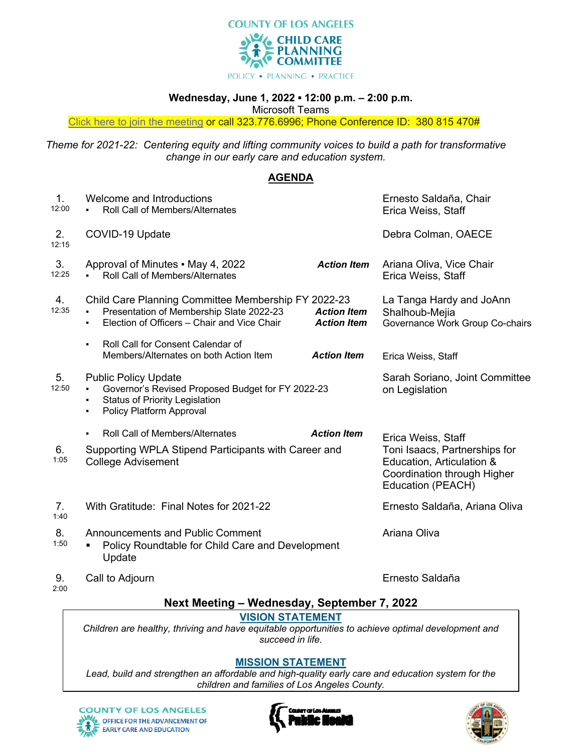COUNTY OF LOS ANGELES

# CHILD CARE PLANNING COMMITTEE

POLICY • PLANNING • PRACTICE

**Wednesday, June 1, 2022 ▪ 12:00 p.m. – 2:00 p.m.**

Microsoft Teams

Click here to join the meeting or call 323.776.6996; Phone Conference ID: 380 815 470#

*Theme for 2021-22: Centering equity and lifting community voices to build a path for transformative change in our early care and education system.*

## AGENDA

| | Item | | Presenter |
|---|---|---|---|
| 1. 12:00 | Welcome and Introductions<br>▪ Roll Call of Members/Alternates | | Ernesto Saldaña, Chair<br>Erica Weiss, Staff |
| 2. 12:15 | COVID-19 Update | | Debra Colman, OAECE |
| 3. 12:25 | Approval of Minutes ▪ May 4, 2022<br>▪ Roll Call of Members/Alternates | ***Action Item*** | Ariana Oliva, Vice Chair<br>Erica Weiss, Staff |
| 4. 12:35 | Child Care Planning Committee Membership FY 2022-23<br>▪ Presentation of Membership Slate 2022-23<br>▪ Election of Officers – Chair and Vice Chair | <br>***Action Item***<br>***Action Item*** | La Tanga Hardy and JoAnn Shalhoub-Mejia<br>Governance Work Group Co-chairs |
| | ▪ Roll Call for Consent Calendar of Members/Alternates on both Action Item | ***Action Item*** | Erica Weiss, Staff |
| 5. 12:50 | Public Policy Update<br>▪ Governor's Revised Proposed Budget for FY 2022-23<br>▪ Status of Priority Legislation<br>▪ Policy Platform Approval | | Sarah Soriano, Joint Committee on Legislation |
| | ▪ Roll Call of Members/Alternates | ***Action Item*** | Erica Weiss, Staff |
| 6. 1:05 | Supporting WPLA Stipend Participants with Career and College Advisement | | Toni Isaacs, Partnerships for Education, Articulation & Coordination through Higher Education (PEACH) |
| 7. 1:40 | With Gratitude: Final Notes for 2021-22 | | Ernesto Saldaña, Ariana Oliva |
| 8. 1:50 | Announcements and Public Comment<br>▪ Policy Roundtable for Child Care and Development Update | | Ariana Oliva |
| 9. 2:00 | Call to Adjourn | | Ernesto Saldaña |

**Next Meeting – Wednesday, September 7, 2022**

**VISION STATEMENT**

*Children are healthy, thriving and have equitable opportunities to achieve optimal development and succeed in life.*

**MISSION STATEMENT**

*Lead, build and strengthen an affordable and high-quality early care and education system for the children and families of Los Angeles County.*

COUNTY OF LOS ANGELES OFFICE FOR THE ADVANCEMENT OF EARLY CARE AND EDUCATION

County of Los Angeles Public Health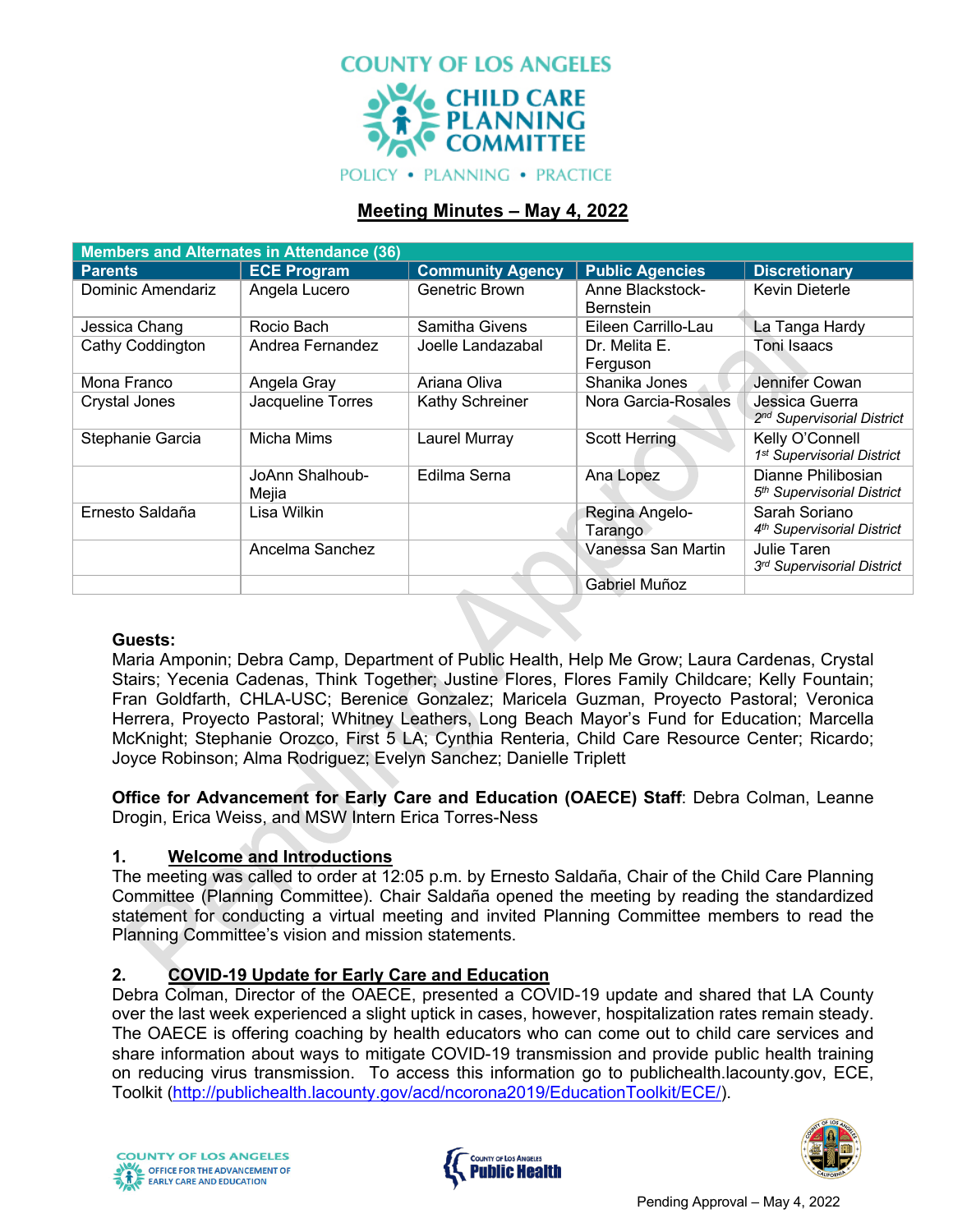COUNTY OF LOS ANGELES
CHILD CARE PLANNING COMMITTEE
POLICY • PLANNING • PRACTICE

## Meeting Minutes – May 4, 2022

| Members and Alternates in Attendance (36) | | | | |
|---|---|---|---|---|
| **Parents** | **ECE Program** | **Community Agency** | **Public Agencies** | **Discretionary** |
| Dominic Amendariz | Angela Lucero | Genetric Brown | Anne Blackstock-Bernstein | Kevin Dieterle |
| Jessica Chang | Rocio Bach | Samitha Givens | Eileen Carrillo-Lau | La Tanga Hardy |
| Cathy Coddington | Andrea Fernandez | Joelle Landazabal | Dr. Melita E. Ferguson | Toni Isaacs |
| Mona Franco | Angela Gray | Ariana Oliva | Shanika Jones | Jennifer Cowan |
| Crystal Jones | Jacqueline Torres | Kathy Schreiner | Nora Garcia-Rosales | Jessica Guerra *2nd Supervisorial District* |
| Stephanie Garcia | Micha Mims | Laurel Murray | Scott Herring | Kelly O'Connell *1st Supervisorial District* |
| | JoAnn Shalhoub-Mejia | Edilma Serna | Ana Lopez | Dianne Philibosian *5th Supervisorial District* |
| Ernesto Saldaña | Lisa Wilkin | | Regina Angelo-Tarango | Sarah Soriano *4th Supervisorial District* |
| | Ancelma Sanchez | | Vanessa San Martin | Julie Taren *3rd Supervisorial District* |
| | | | Gabriel Muñoz | |

**Guests:**
Maria Amponin; Debra Camp, Department of Public Health, Help Me Grow; Laura Cardenas, Crystal Stairs; Yecenia Cadenas, Think Together; Justine Flores, Flores Family Childcare; Kelly Fountain; Fran Goldfarth, CHLA-USC; Berenice Gonzalez; Maricela Guzman, Proyecto Pastoral; Veronica Herrera, Proyecto Pastoral; Whitney Leathers, Long Beach Mayor's Fund for Education; Marcella McKnight; Stephanie Orozco, First 5 LA; Cynthia Renteria, Child Care Resource Center; Ricardo; Joyce Robinson; Alma Rodriguez; Evelyn Sanchez; Danielle Triplett

**Office for Advancement for Early Care and Education (OAECE) Staff**: Debra Colman, Leanne Drogin, Erica Weiss, and MSW Intern Erica Torres-Ness

### 1. Welcome and Introductions

The meeting was called to order at 12:05 p.m. by Ernesto Saldaña, Chair of the Child Care Planning Committee (Planning Committee). Chair Saldaña opened the meeting by reading the standardized statement for conducting a virtual meeting and invited Planning Committee members to read the Planning Committee's vision and mission statements.

### 2. COVID-19 Update for Early Care and Education

Debra Colman, Director of the OAECE, presented a COVID-19 update and shared that LA County over the last week experienced a slight uptick in cases, however, hospitalization rates remain steady. The OAECE is offering coaching by health educators who can come out to child care services and share information about ways to mitigate COVID-19 transmission and provide public health training on reducing virus transmission. To access this information go to publichealth.lacounty.gov, ECE, Toolkit (http://publichealth.lacounty.gov/acd/ncorona2019/EducationToolkit/ECE/).

Pending Approval – May 4, 2022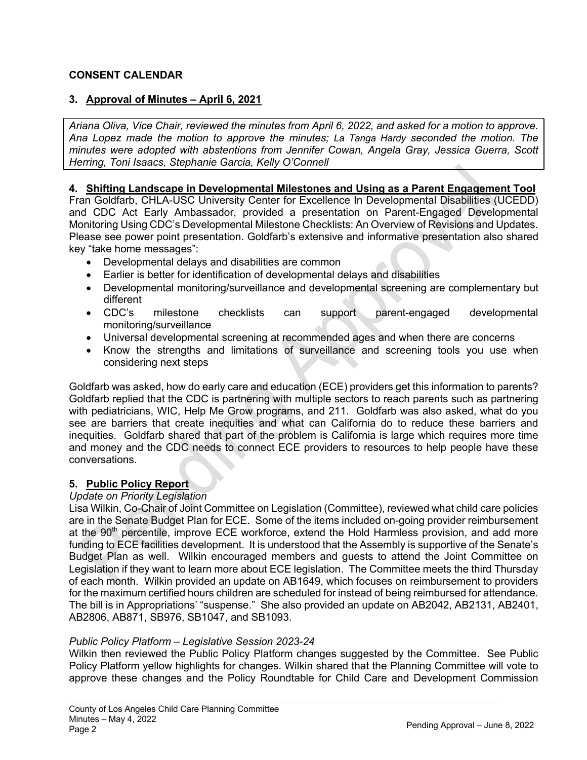## CONSENT CALENDAR

### 3. Approval of Minutes – April 6, 2021

*Ariana Oliva, Vice Chair, reviewed the minutes from April 6, 2022, and asked for a motion to approve. Ana Lopez made the motion to approve the minutes; La Tanga Hardy seconded the motion. The minutes were adopted with abstentions from Jennifer Cowan, Angela Gray, Jessica Guerra, Scott Herring, Toni Isaacs, Stephanie Garcia, Kelly O'Connell*

### 4. Shifting Landscape in Developmental Milestones and Using as a Parent Engagement Tool

Fran Goldfarb, CHLA-USC University Center for Excellence In Developmental Disabilities (UCEDD) and CDC Act Early Ambassador, provided a presentation on Parent-Engaged Developmental Monitoring Using CDC's Developmental Milestone Checklists: An Overview of Revisions and Updates. Please see power point presentation. Goldfarb's extensive and informative presentation also shared key "take home messages":

- Developmental delays and disabilities are common
- Earlier is better for identification of developmental delays and disabilities
- Developmental monitoring/surveillance and developmental screening are complementary but different
- CDC's milestone checklists can support parent-engaged developmental monitoring/surveillance
- Universal developmental screening at recommended ages and when there are concerns
- Know the strengths and limitations of surveillance and screening tools you use when considering next steps

Goldfarb was asked, how do early care and education (ECE) providers get this information to parents? Goldfarb replied that the CDC is partnering with multiple sectors to reach parents such as partnering with pediatricians, WIC, Help Me Grow programs, and 211. Goldfarb was also asked, what do you see are barriers that create inequities and what can California do to reduce these barriers and inequities. Goldfarb shared that part of the problem is California is large which requires more time and money and the CDC needs to connect ECE providers to resources to help people have these conversations.

### 5. Public Policy Report

*Update on Priority Legislation*

Lisa Wilkin, Co-Chair of Joint Committee on Legislation (Committee), reviewed what child care policies are in the Senate Budget Plan for ECE. Some of the items included on-going provider reimbursement at the 90th percentile, improve ECE workforce, extend the Hold Harmless provision, and add more funding to ECE facilities development. It is understood that the Assembly is supportive of the Senate's Budget Plan as well. Wilkin encouraged members and guests to attend the Joint Committee on Legislation if they want to learn more about ECE legislation. The Committee meets the third Thursday of each month. Wilkin provided an update on AB1649, which focuses on reimbursement to providers for the maximum certified hours children are scheduled for instead of being reimbursed for attendance. The bill is in Appropriations' "suspense." She also provided an update on AB2042, AB2131, AB2401, AB2806, AB871, SB976, SB1047, and SB1093.

*Public Policy Platform – Legislative Session 2023-24*

Wilkin then reviewed the Public Policy Platform changes suggested by the Committee. See Public Policy Platform yellow highlights for changes. Wilkin shared that the Planning Committee will vote to approve these changes and the Policy Roundtable for Child Care and Development Commission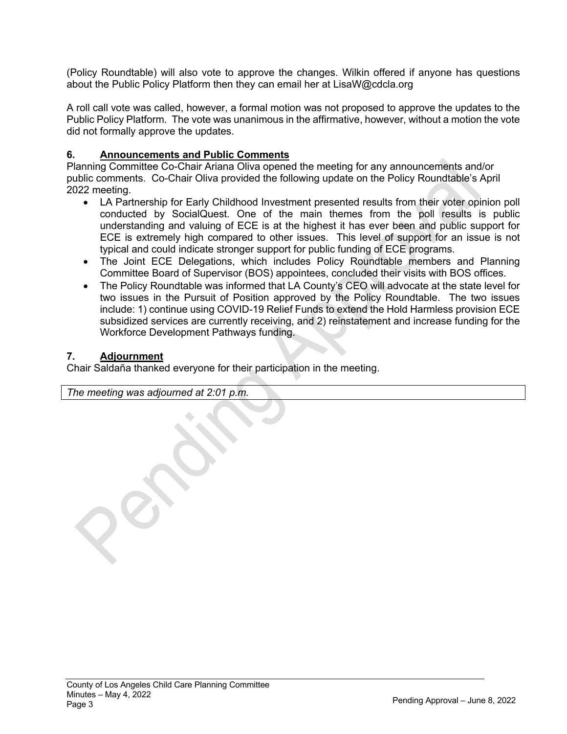(Policy Roundtable) will also vote to approve the changes. Wilkin offered if anyone has questions about the Public Policy Platform then they can email her at LisaW@cdcla.org

A roll call vote was called, however, a formal motion was not proposed to approve the updates to the Public Policy Platform. The vote was unanimous in the affirmative, however, without a motion the vote did not formally approve the updates.

## 6. Announcements and Public Comments

Planning Committee Co-Chair Ariana Oliva opened the meeting for any announcements and/or public comments. Co-Chair Oliva provided the following update on the Policy Roundtable's April 2022 meeting.

- LA Partnership for Early Childhood Investment presented results from their voter opinion poll conducted by SocialQuest. One of the main themes from the poll results is public understanding and valuing of ECE is at the highest it has ever been and public support for ECE is extremely high compared to other issues. This level of support for an issue is not typical and could indicate stronger support for public funding of ECE programs.
- The Joint ECE Delegations, which includes Policy Roundtable members and Planning Committee Board of Supervisor (BOS) appointees, concluded their visits with BOS offices.
- The Policy Roundtable was informed that LA County's CEO will advocate at the state level for two issues in the Pursuit of Position approved by the Policy Roundtable. The two issues include: 1) continue using COVID-19 Relief Funds to extend the Hold Harmless provision ECE subsidized services are currently receiving, and 2) reinstatement and increase funding for the Workforce Development Pathways funding.

## 7. Adjournment

Chair Saldaña thanked everyone for their participation in the meeting.

*The meeting was adjourned at 2:01 p.m.*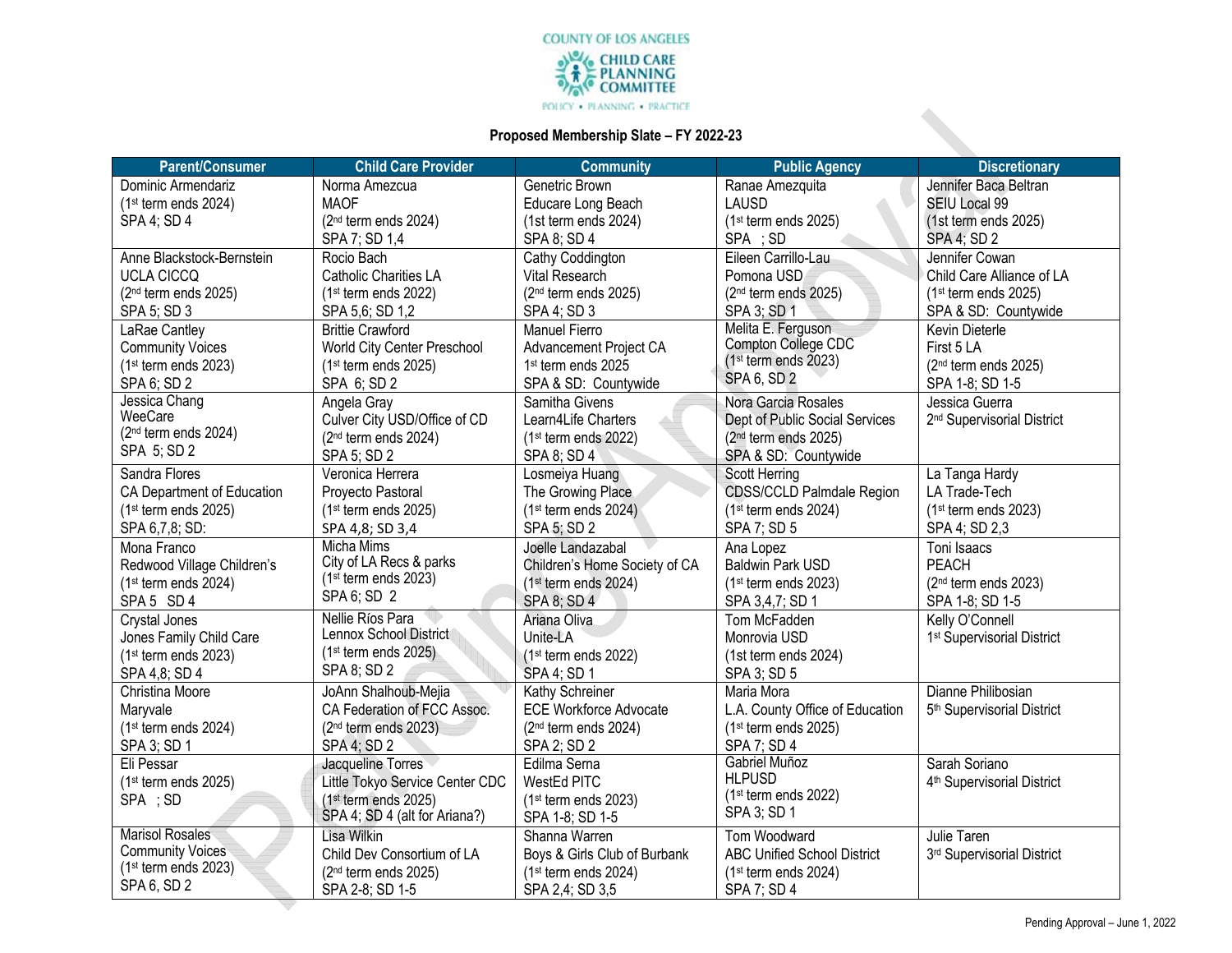COUNTY OF LOS ANGELES
CHILD CARE PLANNING COMMITTEE
POLICY • PLANNING • PRACTICE

**Proposed Membership Slate – FY 2022-23**

| Parent/Consumer | Child Care Provider | Community | Public Agency | Discretionary |
|---|---|---|---|---|
| Dominic Armendariz<br>(1st term ends 2024)<br>SPA 4; SD 4 | Norma Amezcua<br>MAOF<br>(2nd term ends 2024)<br>SPA 7; SD 1,4 | Genetric Brown<br>Educare Long Beach<br>(1st term ends 2024)<br>SPA 8; SD 4 | Ranae Amezquita<br>LAUSD<br>(1st term ends 2025)<br>SPA ; SD | Jennifer Baca Beltran<br>SEIU Local 99<br>(1st term ends 2025)<br>SPA 4; SD 2 |
| Anne Blackstock-Bernstein<br>UCLA CICCQ<br>(2nd term ends 2025)<br>SPA 5; SD 3 | Rocio Bach<br>Catholic Charities LA<br>(1st term ends 2022)<br>SPA 5,6; SD 1,2 | Cathy Coddington<br>Vital Research<br>(2nd term ends 2025)<br>SPA 4; SD 3 | Eileen Carrillo-Lau<br>Pomona USD<br>(2nd term ends 2025)<br>SPA 3; SD 1 | Jennifer Cowan<br>Child Care Alliance of LA<br>(1st term ends 2025)<br>SPA & SD: Countywide |
| LaRae Cantley<br>Community Voices<br>(1st term ends 2023)<br>SPA 6; SD 2 | Brittie Crawford<br>World City Center Preschool<br>(1st term ends 2025)<br>SPA 6; SD 2 | Manuel Fierro<br>Advancement Project CA<br>1st term ends 2025<br>SPA & SD: Countywide | Melita E. Ferguson<br>Compton College CDC<br>(1st term ends 2023)<br>SPA 6, SD 2 | Kevin Dieterle<br>First 5 LA<br>(2nd term ends 2025)<br>SPA 1-8; SD 1-5 |
| Jessica Chang<br>WeeCare<br>(2nd term ends 2024)<br>SPA 5; SD 2 | Angela Gray<br>Culver City USD/Office of CD<br>(2nd term ends 2024)<br>SPA 5; SD 2 | Samitha Givens<br>Learn4Life Charters<br>(1st term ends 2022)<br>SPA 8; SD 4 | Nora Garcia Rosales<br>Dept of Public Social Services<br>(2nd term ends 2025)<br>SPA & SD: Countywide | Jessica Guerra<br>2nd Supervisorial District |
| Sandra Flores<br>CA Department of Education<br>(1st term ends 2025)<br>SPA 6,7,8; SD: | Veronica Herrera<br>Proyecto Pastoral<br>(1st term ends 2025)<br>SPA 4,8; SD 3,4 | Losmeiya Huang<br>The Growing Place<br>(1st term ends 2024)<br>SPA 5; SD 2 | Scott Herring<br>CDSS/CCLD Palmdale Region<br>(1st term ends 2024)<br>SPA 7; SD 5 | La Tanga Hardy<br>LA Trade-Tech<br>(1st term ends 2023)<br>SPA 4; SD 2,3 |
| Mona Franco<br>Redwood Village Children's<br>(1st term ends 2024)<br>SPA 5 SD 4 | Micha Mims<br>City of LA Recs & parks<br>(1st term ends 2023)<br>SPA 6; SD 2 | Joelle Landazabal<br>Children's Home Society of CA<br>(1st term ends 2024)<br>SPA 8; SD 4 | Ana Lopez<br>Baldwin Park USD<br>(1st term ends 2023)<br>SPA 3,4,7; SD 1 | Toni Isaacs<br>PEACH<br>(2nd term ends 2023)<br>SPA 1-8; SD 1-5 |
| Crystal Jones<br>Jones Family Child Care<br>(1st term ends 2023)<br>SPA 4,8; SD 4 | Nellie Ríos Para<br>Lennox School District<br>(1st term ends 2025)<br>SPA 8; SD 2 | Ariana Oliva<br>Unite-LA<br>(1st term ends 2022)<br>SPA 4; SD 1 | Tom McFadden<br>Monrovia USD<br>(1st term ends 2024)<br>SPA 3; SD 5 | Kelly O'Connell<br>1st Supervisorial District |
| Christina Moore<br>Maryvale<br>(1st term ends 2024)<br>SPA 3; SD 1 | JoAnn Shalhoub-Mejia<br>CA Federation of FCC Assoc.<br>(2nd term ends 2023)<br>SPA 4; SD 2 | Kathy Schreiner<br>ECE Workforce Advocate<br>(2nd term ends 2024)<br>SPA 2; SD 2 | Maria Mora<br>L.A. County Office of Education<br>(1st term ends 2025)<br>SPA 7; SD 4 | Dianne Philibosian<br>5th Supervisorial District |
| Eli Pessar<br>(1st term ends 2025)<br>SPA ; SD | Jacqueline Torres<br>Little Tokyo Service Center CDC<br>(1st term ends 2025)<br>SPA 4; SD 4 (alt for Ariana?) | Edilma Serna<br>WestEd PITC<br>(1st term ends 2023)<br>SPA 1-8; SD 1-5 | Gabriel Muñoz<br>HLPUSD<br>(1st term ends 2022)<br>SPA 3; SD 1 | Sarah Soriano<br>4th Supervisorial District |
| Marisol Rosales<br>Community Voices<br>(1st term ends 2023)<br>SPA 6, SD 2 | Lisa Wilkin<br>Child Dev Consortium of LA<br>(2nd term ends 2025)<br>SPA 2-8; SD 1-5 | Shanna Warren<br>Boys & Girls Club of Burbank<br>(1st term ends 2024)<br>SPA 2,4; SD 3,5 | Tom Woodward<br>ABC Unified School District<br>(1st term ends 2024)<br>SPA 7; SD 4 | Julie Taren<br>3rd Supervisorial District |

Pending Approval – June 1, 2022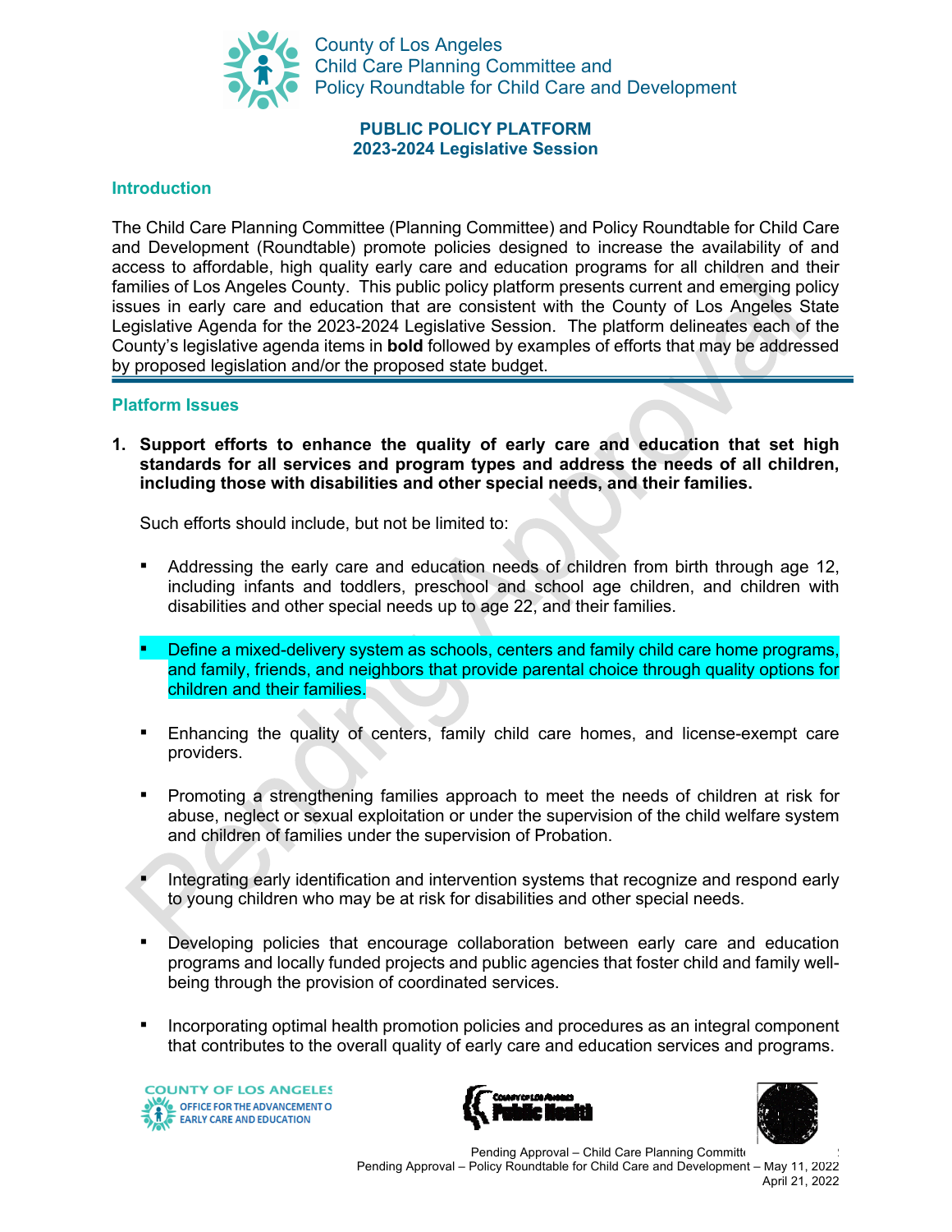County of Los Angeles
Child Care Planning Committee and
Policy Roundtable for Child Care and Development

**PUBLIC POLICY PLATFORM**
**2023-2024 Legislative Session**

## Introduction

The Child Care Planning Committee (Planning Committee) and Policy Roundtable for Child Care and Development (Roundtable) promote policies designed to increase the availability of and access to affordable, high quality early care and education programs for all children and their families of Los Angeles County. This public policy platform presents current and emerging policy issues in early care and education that are consistent with the County of Los Angeles State Legislative Agenda for the 2023-2024 Legislative Session. The platform delineates each of the County's legislative agenda items in **bold** followed by examples of efforts that may be addressed by proposed legislation and/or the proposed state budget.

## Platform Issues

1. **Support efforts to enhance the quality of early care and education that set high standards for all services and program types and address the needs of all children, including those with disabilities and other special needs, and their families.**

   Such efforts should include, but not be limited to:

   - Addressing the early care and education needs of children from birth through age 12, including infants and toddlers, preschool and school age children, and children with disabilities and other special needs up to age 22, and their families.
   - Define a mixed-delivery system as schools, centers and family child care home programs, and family, friends, and neighbors that provide parental choice through quality options for children and their families.
   - Enhancing the quality of centers, family child care homes, and license-exempt care providers.
   - Promoting a strengthening families approach to meet the needs of children at risk for abuse, neglect or sexual exploitation or under the supervision of the child welfare system and children of families under the supervision of Probation.
   - Integrating early identification and intervention systems that recognize and respond early to young children who may be at risk for disabilities and other special needs.
   - Developing policies that encourage collaboration between early care and education programs and locally funded projects and public agencies that foster child and family well-being through the provision of coordinated services.
   - Incorporating optimal health promotion policies and procedures as an integral component that contributes to the overall quality of early care and education services and programs.

Pending Approval – Child Care Planning Committee
Pending Approval – Policy Roundtable for Child Care and Development – May 11, 2022
April 21, 2022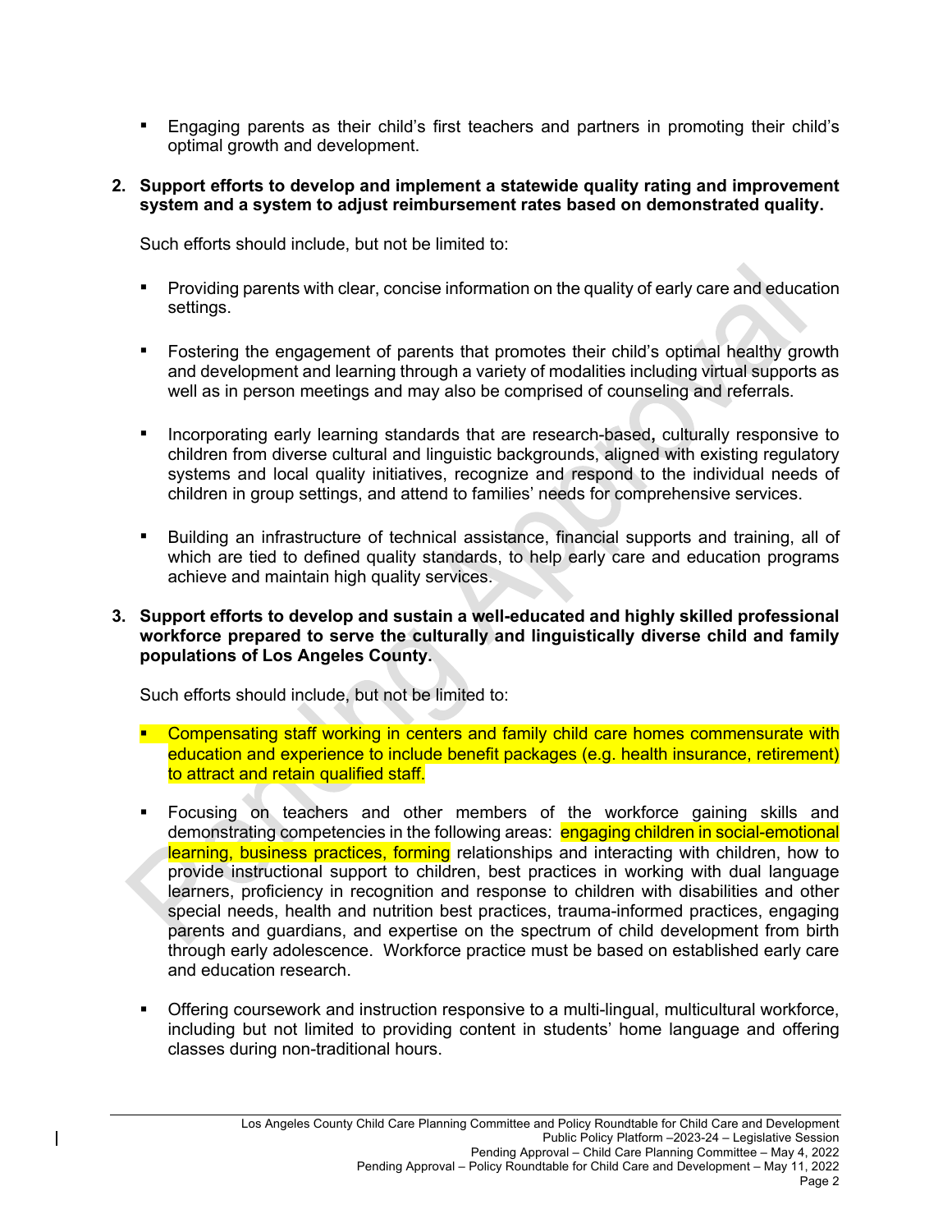- Engaging parents as their child's first teachers and partners in promoting their child's optimal growth and development.

**2. Support efforts to develop and implement a statewide quality rating and improvement system and a system to adjust reimbursement rates based on demonstrated quality.**

Such efforts should include, but not be limited to:

- Providing parents with clear, concise information on the quality of early care and education settings.

- Fostering the engagement of parents that promotes their child's optimal healthy growth and development and learning through a variety of modalities including virtual supports as well as in person meetings and may also be comprised of counseling and referrals.

- Incorporating early learning standards that are research-based, culturally responsive to children from diverse cultural and linguistic backgrounds, aligned with existing regulatory systems and local quality initiatives, recognize and respond to the individual needs of children in group settings, and attend to families' needs for comprehensive services.

- Building an infrastructure of technical assistance, financial supports and training, all of which are tied to defined quality standards, to help early care and education programs achieve and maintain high quality services.

**3. Support efforts to develop and sustain a well-educated and highly skilled professional workforce prepared to serve the culturally and linguistically diverse child and family populations of Los Angeles County.**

Such efforts should include, but not be limited to:

- Compensating staff working in centers and family child care homes commensurate with education and experience to include benefit packages (e.g. health insurance, retirement) to attract and retain qualified staff.

- Focusing on teachers and other members of the workforce gaining skills and demonstrating competencies in the following areas: engaging children in social-emotional learning, business practices, forming relationships and interacting with children, how to provide instructional support to children, best practices in working with dual language learners, proficiency in recognition and response to children with disabilities and other special needs, health and nutrition best practices, trauma-informed practices, engaging parents and guardians, and expertise on the spectrum of child development from birth through early adolescence. Workforce practice must be based on established early care and education research.

- Offering coursework and instruction responsive to a multi-lingual, multicultural workforce, including but not limited to providing content in students' home language and offering classes during non-traditional hours.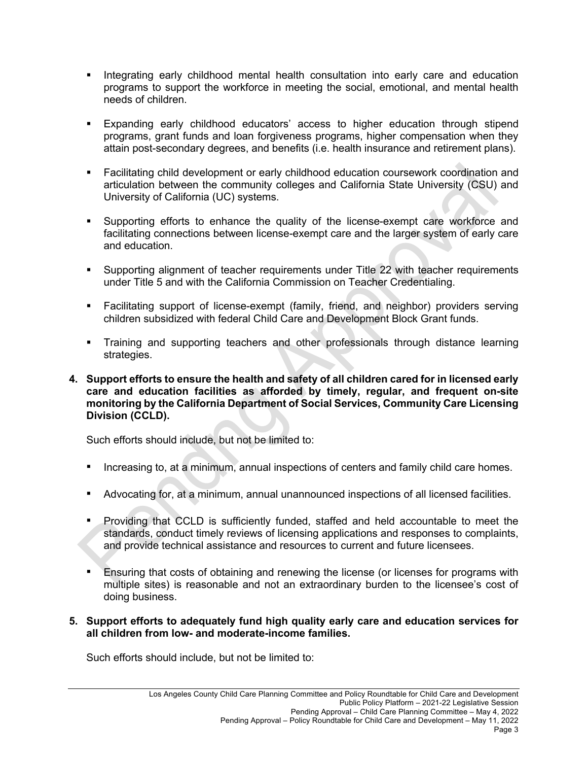- Integrating early childhood mental health consultation into early care and education programs to support the workforce in meeting the social, emotional, and mental health needs of children.

- Expanding early childhood educators' access to higher education through stipend programs, grant funds and loan forgiveness programs, higher compensation when they attain post-secondary degrees, and benefits (i.e. health insurance and retirement plans).

- Facilitating child development or early childhood education coursework coordination and articulation between the community colleges and California State University (CSU) and University of California (UC) systems.

- Supporting efforts to enhance the quality of the license-exempt care workforce and facilitating connections between license-exempt care and the larger system of early care and education.

- Supporting alignment of teacher requirements under Title 22 with teacher requirements under Title 5 and with the California Commission on Teacher Credentialing.

- Facilitating support of license-exempt (family, friend, and neighbor) providers serving children subsidized with federal Child Care and Development Block Grant funds.

- Training and supporting teachers and other professionals through distance learning strategies.

**4. Support efforts to ensure the health and safety of all children cared for in licensed early care and education facilities as afforded by timely, regular, and frequent on-site monitoring by the California Department of Social Services, Community Care Licensing Division (CCLD).**

Such efforts should include, but not be limited to:

- Increasing to, at a minimum, annual inspections of centers and family child care homes.

- Advocating for, at a minimum, annual unannounced inspections of all licensed facilities.

- Providing that CCLD is sufficiently funded, staffed and held accountable to meet the standards, conduct timely reviews of licensing applications and responses to complaints, and provide technical assistance and resources to current and future licensees.

- Ensuring that costs of obtaining and renewing the license (or licenses for programs with multiple sites) is reasonable and not an extraordinary burden to the licensee's cost of doing business.

**5. Support efforts to adequately fund high quality early care and education services for all children from low- and moderate-income families.**

Such efforts should include, but not be limited to: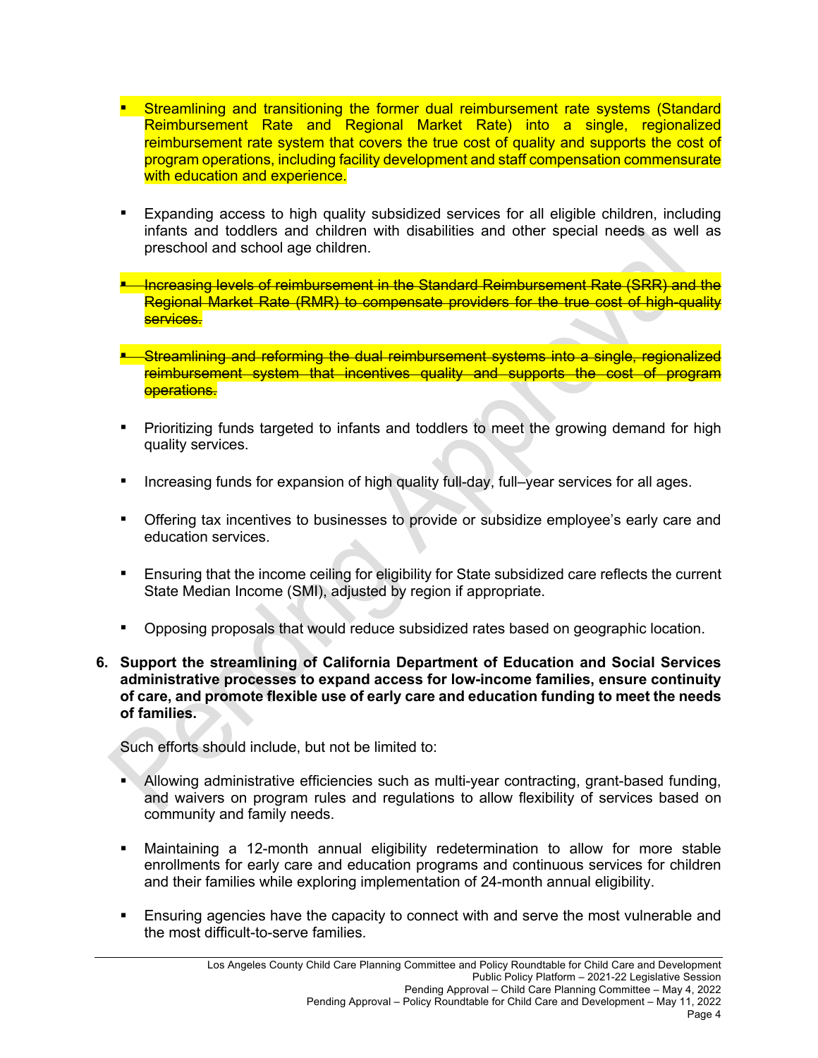- Streamlining and transitioning the former dual reimbursement rate systems (Standard Reimbursement Rate and Regional Market Rate) into a single, regionalized reimbursement rate system that covers the true cost of quality and supports the cost of program operations, including facility development and staff compensation commensurate with education and experience.

- Expanding access to high quality subsidized services for all eligible children, including infants and toddlers and children with disabilities and other special needs as well as preschool and school age children.

- ~~Increasing levels of reimbursement in the Standard Reimbursement Rate (SRR) and the Regional Market Rate (RMR) to compensate providers for the true cost of high-quality services.~~

- ~~Streamlining and reforming the dual reimbursement systems into a single, regionalized reimbursement system that incentives quality and supports the cost of program operations.~~

- Prioritizing funds targeted to infants and toddlers to meet the growing demand for high quality services.

- Increasing funds for expansion of high quality full-day, full–year services for all ages.

- Offering tax incentives to businesses to provide or subsidize employee's early care and education services.

- Ensuring that the income ceiling for eligibility for State subsidized care reflects the current State Median Income (SMI), adjusted by region if appropriate.

- Opposing proposals that would reduce subsidized rates based on geographic location.

6. **Support the streamlining of California Department of Education and Social Services administrative processes to expand access for low-income families, ensure continuity of care, and promote flexible use of early care and education funding to meet the needs of families.**

   Such efforts should include, but not be limited to:

   - Allowing administrative efficiencies such as multi-year contracting, grant-based funding, and waivers on program rules and regulations to allow flexibility of services based on community and family needs.

   - Maintaining a 12-month annual eligibility redetermination to allow for more stable enrollments for early care and education programs and continuous services for children and their families while exploring implementation of 24-month annual eligibility.

   - Ensuring agencies have the capacity to connect with and serve the most vulnerable and the most difficult-to-serve families.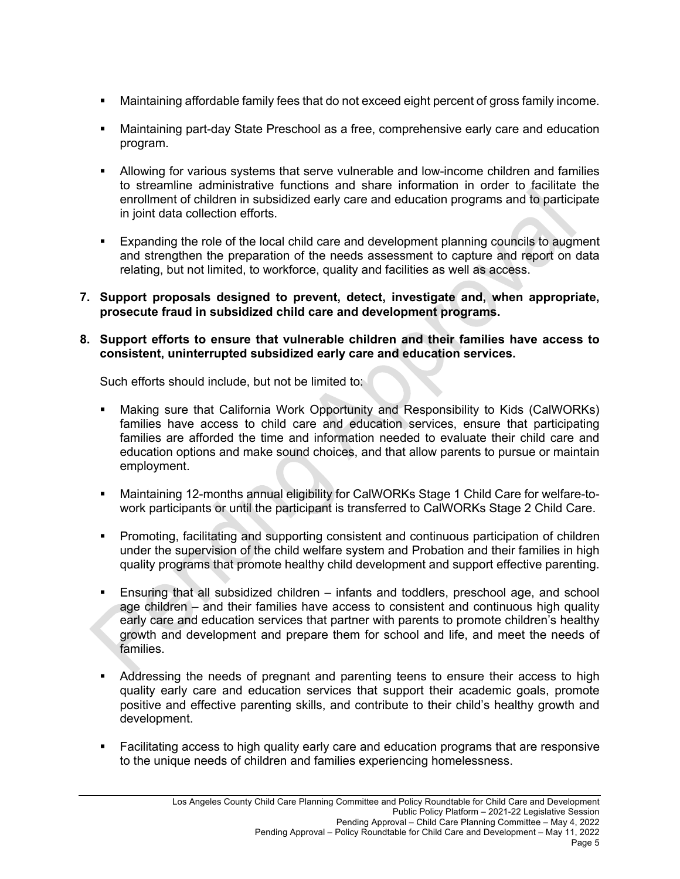- Maintaining affordable family fees that do not exceed eight percent of gross family income.

- Maintaining part-day State Preschool as a free, comprehensive early care and education program.

- Allowing for various systems that serve vulnerable and low-income children and families to streamline administrative functions and share information in order to facilitate the enrollment of children in subsidized early care and education programs and to participate in joint data collection efforts.

- Expanding the role of the local child care and development planning councils to augment and strengthen the preparation of the needs assessment to capture and report on data relating, but not limited, to workforce, quality and facilities as well as access.

**7. Support proposals designed to prevent, detect, investigate and, when appropriate, prosecute fraud in subsidized child care and development programs.**

**8. Support efforts to ensure that vulnerable children and their families have access to consistent, uninterrupted subsidized early care and education services.**

Such efforts should include, but not be limited to:

- Making sure that California Work Opportunity and Responsibility to Kids (CalWORKs) families have access to child care and education services, ensure that participating families are afforded the time and information needed to evaluate their child care and education options and make sound choices, and that allow parents to pursue or maintain employment.

- Maintaining 12-months annual eligibility for CalWORKs Stage 1 Child Care for welfare-to-work participants or until the participant is transferred to CalWORKs Stage 2 Child Care.

- Promoting, facilitating and supporting consistent and continuous participation of children under the supervision of the child welfare system and Probation and their families in high quality programs that promote healthy child development and support effective parenting.

- Ensuring that all subsidized children – infants and toddlers, preschool age, and school age children – and their families have access to consistent and continuous high quality early care and education services that partner with parents to promote children's healthy growth and development and prepare them for school and life, and meet the needs of families.

- Addressing the needs of pregnant and parenting teens to ensure their access to high quality early care and education services that support their academic goals, promote positive and effective parenting skills, and contribute to their child's healthy growth and development.

- Facilitating access to high quality early care and education programs that are responsive to the unique needs of children and families experiencing homelessness.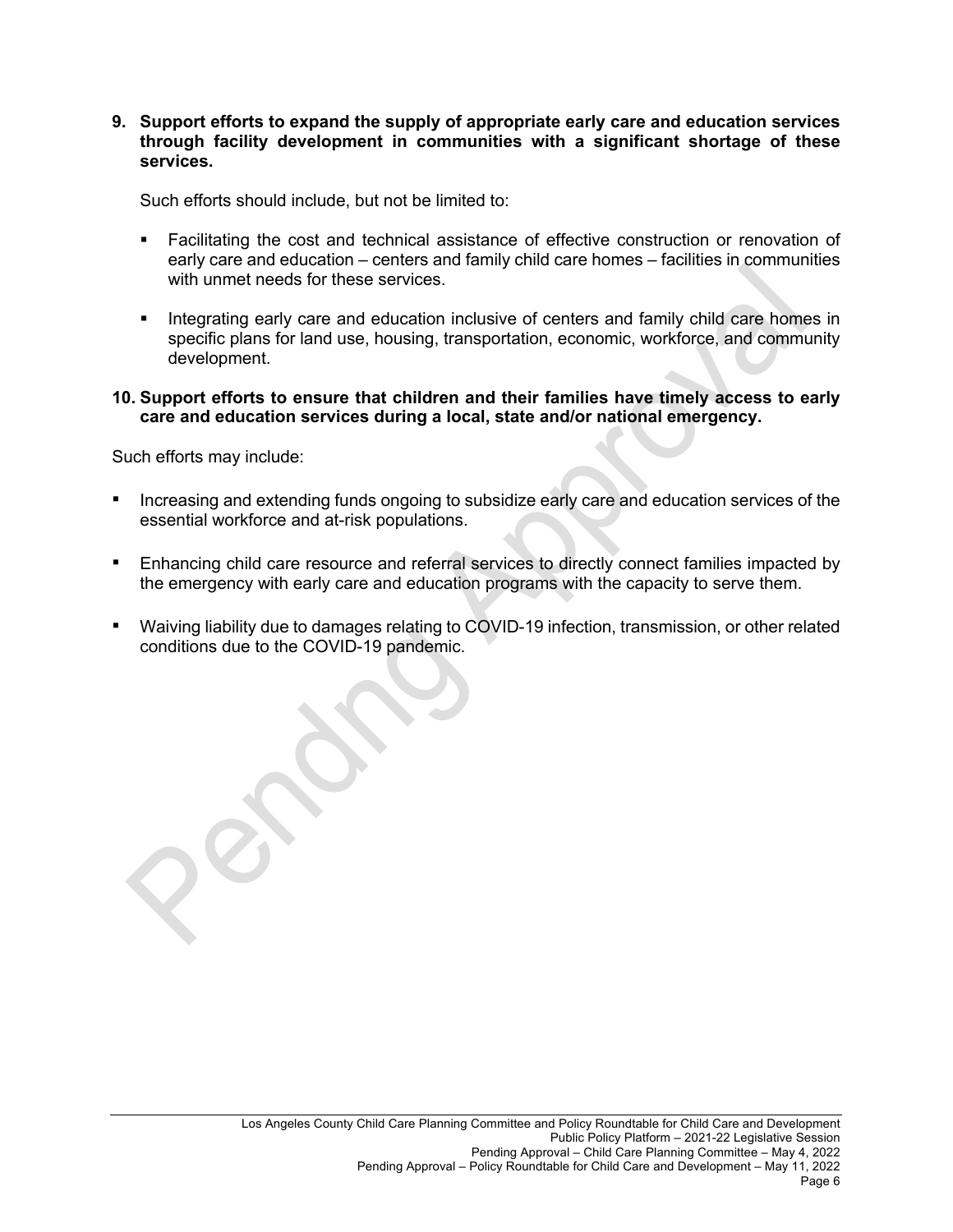**9. Support efforts to expand the supply of appropriate early care and education services through facility development in communities with a significant shortage of these services.**

Such efforts should include, but not be limited to:

- Facilitating the cost and technical assistance of effective construction or renovation of early care and education – centers and family child care homes – facilities in communities with unmet needs for these services.
- Integrating early care and education inclusive of centers and family child care homes in specific plans for land use, housing, transportation, economic, workforce, and community development.

**10. Support efforts to ensure that children and their families have timely access to early care and education services during a local, state and/or national emergency.**

Such efforts may include:

- Increasing and extending funds ongoing to subsidize early care and education services of the essential workforce and at-risk populations.
- Enhancing child care resource and referral services to directly connect families impacted by the emergency with early care and education programs with the capacity to serve them.
- Waiving liability due to damages relating to COVID-19 infection, transmission, or other related conditions due to the COVID-19 pandemic.